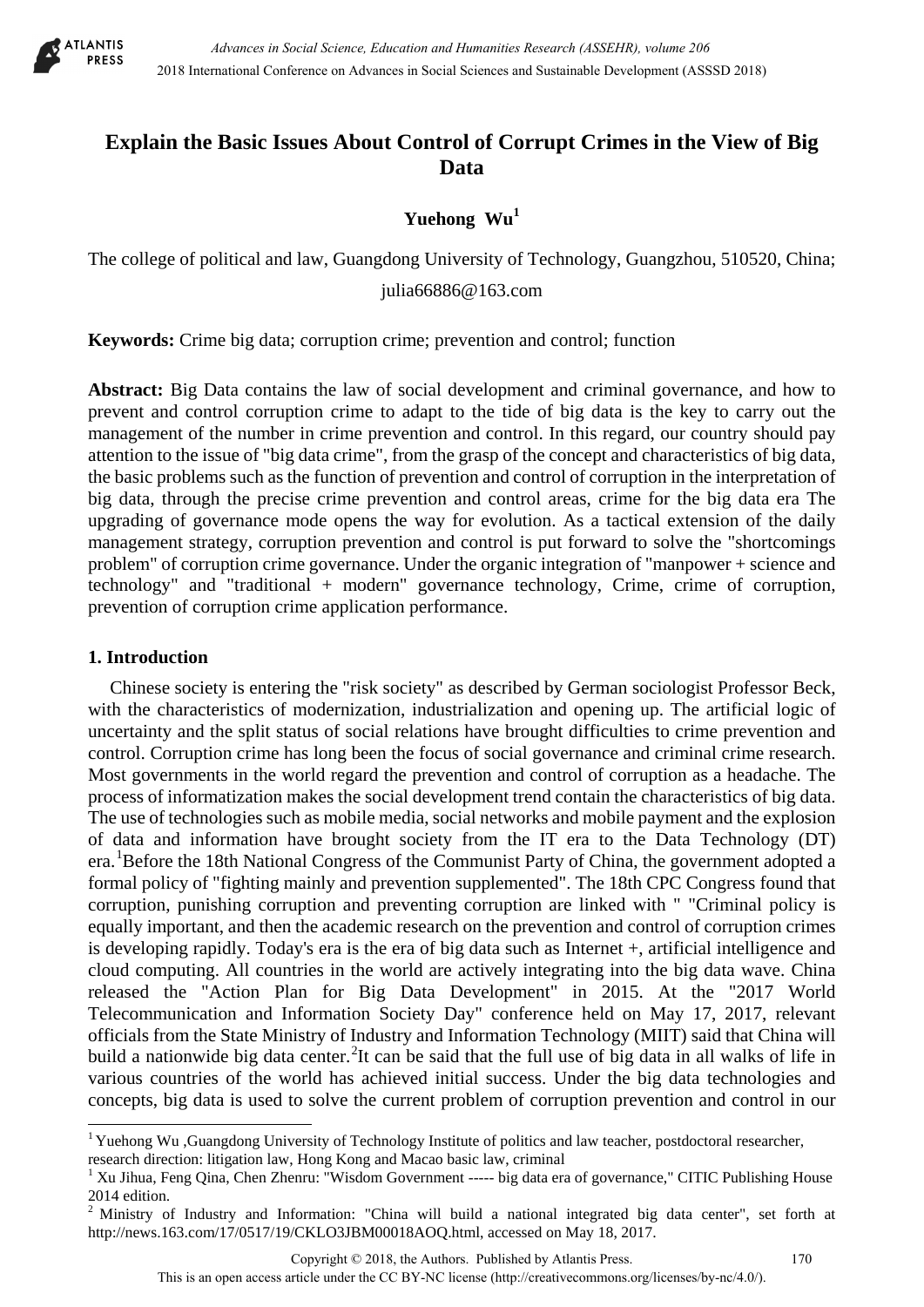# Explain the Basic Issues About Control of Corrupt Crimes in the View of Big Data

**Yuehong Wu**[1]

The college of political and law, Guangdong University of Technology, Guangzhou, 510520, China; julia66886@163.com

**Keywords:** Crime big data; corruption crime; prevention and control; function

**Abstract:** Big Data contains the law of social development and criminal governance, and how to prevent and control corruption crime to adapt to the tide of big data is the key to carry out the management of the number in crime prevention and control. In this regard, our country should pay attention to the issue of "big data crime", from the grasp of the concept and characteristics of big data, the basic problems such as the function of prevention and control of corruption in the interpretation of big data, through the precise crime prevention and control areas, crime for the big data era The upgrading of governance mode opens the way for evolution. As a tactical extension of the daily management strategy, corruption prevention and control is put forward to solve the "shortcomings problem" of corruption crime governance. Under the organic integration of "manpower + science and technology" and "traditional + modern" governance technology, Crime, crime of corruption, prevention of corruption crime application performance.

## 1. Introduction

Chinese society is entering the "risk society" as described by German sociologist Professor Beck, with the characteristics of modernization, industrialization and opening up. The artificial logic of uncertainty and the split status of social relations have brought difficulties to crime prevention and control. Corruption crime has long been the focus of social governance and criminal crime research. Most governments in the world regard the prevention and control of corruption as a headache. The process of informatization makes the social development trend contain the characteristics of big data. The use of technologies such as mobile media, social networks and mobile payment and the explosion of data and information have brought society from the IT era to the Data Technology (DT) era.[1]Before the 18th National Congress of the Communist Party of China, the government adopted a formal policy of "fighting mainly and prevention supplemented". The 18th CPC Congress found that corruption, punishing corruption and preventing corruption are linked with " "Criminal policy is equally important, and then the academic research on the prevention and control of corruption crimes is developing rapidly. Today's era is the era of big data such as Internet +, artificial intelligence and cloud computing. All countries in the world are actively integrating into the big data wave. China released the "Action Plan for Big Data Development" in 2015. At the "2017 World Telecommunication and Information Society Day" conference held on May 17, 2017, relevant officials from the State Ministry of Industry and Information Technology (MIIT) said that China will build a nationwide big data center.[2]It can be said that the full use of big data in all walks of life in various countries of the world has achieved initial success. Under the big data technologies and concepts, big data is used to solve the current problem of corruption prevention and control in our

---

[1] Yuehong Wu ,Guangdong University of Technology Institute of politics and law teacher, postdoctoral researcher, research direction: litigation law, Hong Kong and Macao basic law, criminal

[1] Xu Jihua, Feng Qina, Chen Zhenru: "Wisdom Government ----- big data era of governance," CITIC Publishing House 2014 edition.

[2] Ministry of Industry and Information: "China will build a national integrated big data center", set forth at http://news.163.com/17/0517/19/CKLO3JBM00018AOQ.html, accessed on May 18, 2017.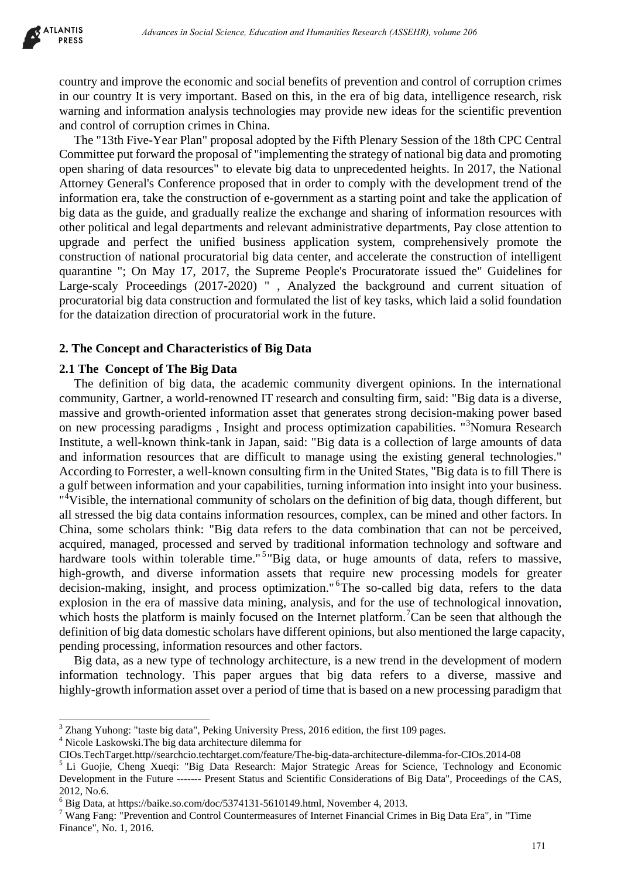country and improve the economic and social benefits of prevention and control of corruption crimes in our country It is very important. Based on this, in the era of big data, intelligence research, risk warning and information analysis technologies may provide new ideas for the scientific prevention and control of corruption crimes in China.

The "13th Five-Year Plan" proposal adopted by the Fifth Plenary Session of the 18th CPC Central Committee put forward the proposal of "implementing the strategy of national big data and promoting open sharing of data resources" to elevate big data to unprecedented heights. In 2017, the National Attorney General's Conference proposed that in order to comply with the development trend of the information era, take the construction of e-government as a starting point and take the application of big data as the guide, and gradually realize the exchange and sharing of information resources with other political and legal departments and relevant administrative departments, Pay close attention to upgrade and perfect the unified business application system, comprehensively promote the construction of national procuratorial big data center, and accelerate the construction of intelligent quarantine "; On May 17, 2017, the Supreme People's Procuratorate issued the" Guidelines for Large-scaly Proceedings (2017-2020) " , Analyzed the background and current situation of procuratorial big data construction and formulated the list of key tasks, which laid a solid foundation for the dataization direction of procuratorial work in the future.

## 2. The Concept and Characteristics of Big Data

### 2.1 The Concept of The Big Data

The definition of big data, the academic community divergent opinions. In the international community, Gartner, a world-renowned IT research and consulting firm, said: "Big data is a diverse, massive and growth-oriented information asset that generates strong decision-making power based on new processing paradigms , Insight and process optimization capabilities. "[3]Nomura Research Institute, a well-known think-tank in Japan, said: "Big data is a collection of large amounts of data and information resources that are difficult to manage using the existing general technologies." According to Forrester, a well-known consulting firm in the United States, "Big data is to fill There is a gulf between information and your capabilities, turning information into insight into your business. "[4]Visible, the international community of scholars on the definition of big data, though different, but all stressed the big data contains information resources, complex, can be mined and other factors. In China, some scholars think: "Big data refers to the data combination that can not be perceived, acquired, managed, processed and served by traditional information technology and software and hardware tools within tolerable time."[5]"Big data, or huge amounts of data, refers to massive, high-growth, and diverse information assets that require new processing models for greater decision-making, insight, and process optimization."[6]The so-called big data, refers to the data explosion in the era of massive data mining, analysis, and for the use of technological innovation, which hosts the platform is mainly focused on the Internet platform.[7]Can be seen that although the definition of big data domestic scholars have different opinions, but also mentioned the large capacity, pending processing, information resources and other factors.

Big data, as a new type of technology architecture, is a new trend in the development of modern information technology. This paper argues that big data refers to a diverse, massive and highly-growth information asset over a period of time that is based on a new processing paradigm that

---

[3] Zhang Yuhong: "taste big data", Peking University Press, 2016 edition, the first 109 pages.

[4] Nicole Laskowski.The big data architecture dilemma for CIOs.TechTarget.http//searchcio.techtarget.com/feature/The-big-data-architecture-dilemma-for-CIOs.2014-08

[5] Li Guojie, Cheng Xueqi: "Big Data Research: Major Strategic Areas for Science, Technology and Economic Development in the Future ------- Present Status and Scientific Considerations of Big Data", Proceedings of the CAS, 2012, No.6.

[6] Big Data, at https://baike.so.com/doc/5374131-5610149.html, November 4, 2013.

[7] Wang Fang: "Prevention and Control Countermeasures of Internet Financial Crimes in Big Data Era", in "Time Finance", No. 1, 2016.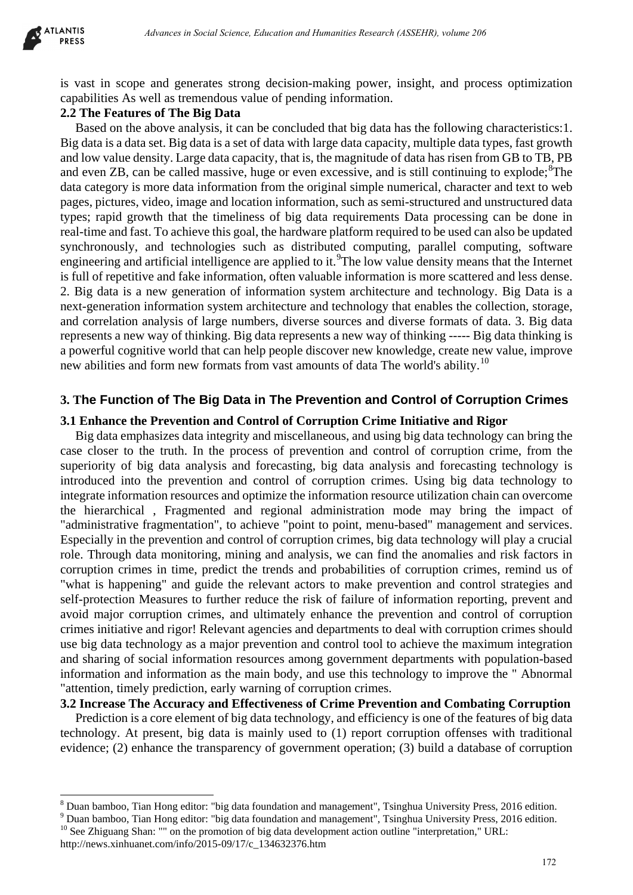is vast in scope and generates strong decision-making power, insight, and process optimization capabilities As well as tremendous value of pending information.

### 2.2 The Features of The Big Data

Based on the above analysis, it can be concluded that big data has the following characteristics:1. Big data is a data set. Big data is a set of data with large data capacity, multiple data types, fast growth and low value density. Large data capacity, that is, the magnitude of data has risen from GB to TB, PB and even ZB, can be called massive, huge or even excessive, and is still continuing to explode;[8]The data category is more data information from the original simple numerical, character and text to web pages, pictures, video, image and location information, such as semi-structured and unstructured data types; rapid growth that the timeliness of big data requirements Data processing can be done in real-time and fast. To achieve this goal, the hardware platform required to be used can also be updated synchronously, and technologies such as distributed computing, parallel computing, software engineering and artificial intelligence are applied to it.[9]The low value density means that the Internet is full of repetitive and fake information, often valuable information is more scattered and less dense. 2. Big data is a new generation of information system architecture and technology. Big Data is a next-generation information system architecture and technology that enables the collection, storage, and correlation analysis of large numbers, diverse sources and diverse formats of data. 3. Big data represents a new way of thinking. Big data represents a new way of thinking ----- Big data thinking is a powerful cognitive world that can help people discover new knowledge, create new value, improve new abilities and form new formats from vast amounts of data The world's ability.[10]

## 3. The Function of The Big Data in The Prevention and Control of Corruption Crimes

### 3.1 Enhance the Prevention and Control of Corruption Crime Initiative and Rigor

Big data emphasizes data integrity and miscellaneous, and using big data technology can bring the case closer to the truth. In the process of prevention and control of corruption crime, from the superiority of big data analysis and forecasting, big data analysis and forecasting technology is introduced into the prevention and control of corruption crimes. Using big data technology to integrate information resources and optimize the information resource utilization chain can overcome the hierarchical , Fragmented and regional administration mode may bring the impact of "administrative fragmentation", to achieve "point to point, menu-based" management and services. Especially in the prevention and control of corruption crimes, big data technology will play a crucial role. Through data monitoring, mining and analysis, we can find the anomalies and risk factors in corruption crimes in time, predict the trends and probabilities of corruption crimes, remind us of "what is happening" and guide the relevant actors to make prevention and control strategies and self-protection Measures to further reduce the risk of failure of information reporting, prevent and avoid major corruption crimes, and ultimately enhance the prevention and control of corruption crimes initiative and rigor! Relevant agencies and departments to deal with corruption crimes should use big data technology as a major prevention and control tool to achieve the maximum integration and sharing of social information resources among government departments with population-based information and information as the main body, and use this technology to improve the " Abnormal "attention, timely prediction, early warning of corruption crimes.

### 3.2 Increase The Accuracy and Effectiveness of Crime Prevention and Combating Corruption

Prediction is a core element of big data technology, and efficiency is one of the features of big data technology. At present, big data is mainly used to (1) report corruption offenses with traditional evidence; (2) enhance the transparency of government operation; (3) build a database of corruption

---

[8] Duan bamboo, Tian Hong editor: "big data foundation and management", Tsinghua University Press, 2016 edition.

[9] Duan bamboo, Tian Hong editor: "big data foundation and management", Tsinghua University Press, 2016 edition.

[10] See Zhiguang Shan: "" on the promotion of big data development action outline "interpretation," URL: http://news.xinhuanet.com/info/2015-09/17/c_134632376.htm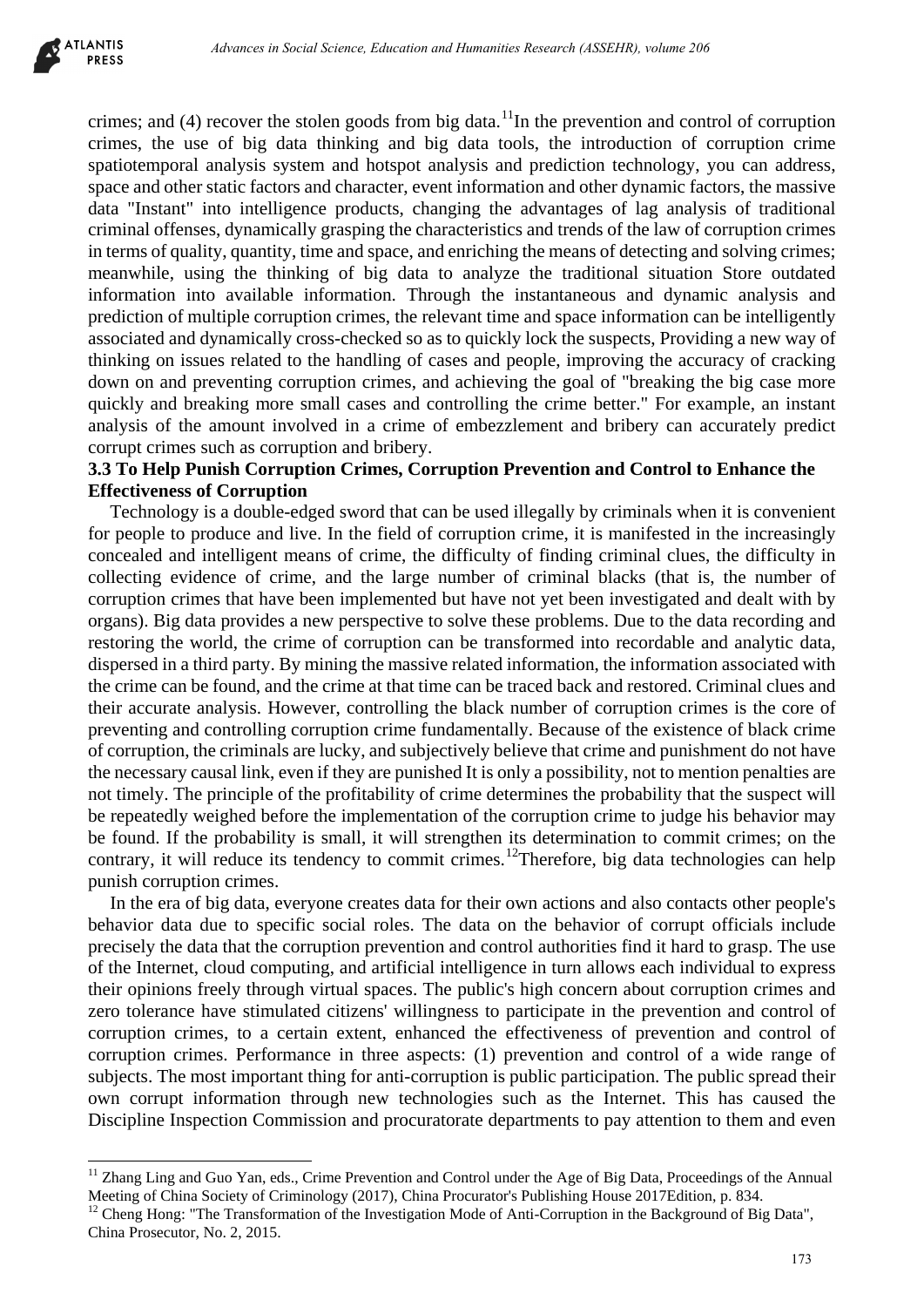crimes; and (4) recover the stolen goods from big data.[11]In the prevention and control of corruption crimes, the use of big data thinking and big data tools, the introduction of corruption crime spatiotemporal analysis system and hotspot analysis and prediction technology, you can address, space and other static factors and character, event information and other dynamic factors, the massive data "Instant" into intelligence products, changing the advantages of lag analysis of traditional criminal offenses, dynamically grasping the characteristics and trends of the law of corruption crimes in terms of quality, quantity, time and space, and enriching the means of detecting and solving crimes; meanwhile, using the thinking of big data to analyze the traditional situation Store outdated information into available information. Through the instantaneous and dynamic analysis and prediction of multiple corruption crimes, the relevant time and space information can be intelligently associated and dynamically cross-checked so as to quickly lock the suspects, Providing a new way of thinking on issues related to the handling of cases and people, improving the accuracy of cracking down on and preventing corruption crimes, and achieving the goal of "breaking the big case more quickly and breaking more small cases and controlling the crime better." For example, an instant analysis of the amount involved in a crime of embezzlement and bribery can accurately predict corrupt crimes such as corruption and bribery.

### 3.3 To Help Punish Corruption Crimes, Corruption Prevention and Control to Enhance the Effectiveness of Corruption

Technology is a double-edged sword that can be used illegally by criminals when it is convenient for people to produce and live. In the field of corruption crime, it is manifested in the increasingly concealed and intelligent means of crime, the difficulty of finding criminal clues, the difficulty in collecting evidence of crime, and the large number of criminal blacks (that is, the number of corruption crimes that have been implemented but have not yet been investigated and dealt with by organs). Big data provides a new perspective to solve these problems. Due to the data recording and restoring the world, the crime of corruption can be transformed into recordable and analytic data, dispersed in a third party. By mining the massive related information, the information associated with the crime can be found, and the crime at that time can be traced back and restored. Criminal clues and their accurate analysis. However, controlling the black number of corruption crimes is the core of preventing and controlling corruption crime fundamentally. Because of the existence of black crime of corruption, the criminals are lucky, and subjectively believe that crime and punishment do not have the necessary causal link, even if they are punished It is only a possibility, not to mention penalties are not timely. The principle of the profitability of crime determines the probability that the suspect will be repeatedly weighed before the implementation of the corruption crime to judge his behavior may be found. If the probability is small, it will strengthen its determination to commit crimes; on the contrary, it will reduce its tendency to commit crimes.[12]Therefore, big data technologies can help punish corruption crimes.

In the era of big data, everyone creates data for their own actions and also contacts other people's behavior data due to specific social roles. The data on the behavior of corrupt officials include precisely the data that the corruption prevention and control authorities find it hard to grasp. The use of the Internet, cloud computing, and artificial intelligence in turn allows each individual to express their opinions freely through virtual spaces. The public's high concern about corruption crimes and zero tolerance have stimulated citizens' willingness to participate in the prevention and control of corruption crimes, to a certain extent, enhanced the effectiveness of prevention and control of corruption crimes. Performance in three aspects: (1) prevention and control of a wide range of subjects. The most important thing for anti-corruption is public participation. The public spread their own corrupt information through new technologies such as the Internet. This has caused the Discipline Inspection Commission and procuratorate departments to pay attention to them and even

---

[11] Zhang Ling and Guo Yan, eds., Crime Prevention and Control under the Age of Big Data, Proceedings of the Annual Meeting of China Society of Criminology (2017), China Procurator's Publishing House 2017Edition, p. 834.

[12] Cheng Hong: "The Transformation of the Investigation Mode of Anti-Corruption in the Background of Big Data", China Prosecutor, No. 2, 2015.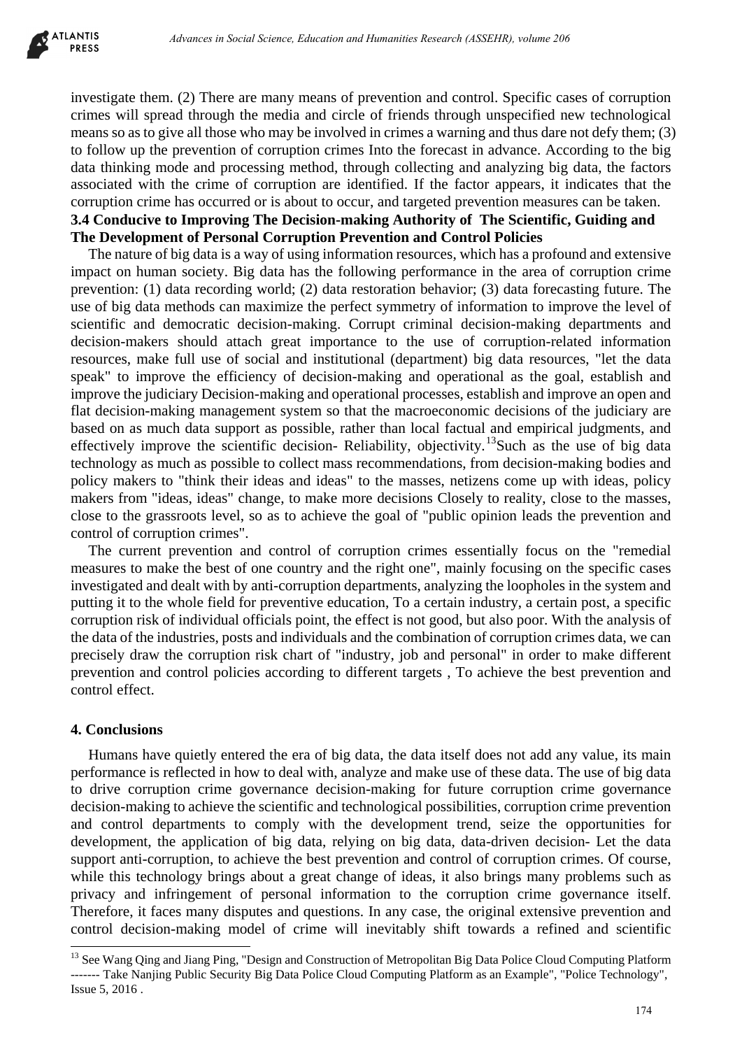investigate them. (2) There are many means of prevention and control. Specific cases of corruption crimes will spread through the media and circle of friends through unspecified new technological means so as to give all those who may be involved in crimes a warning and thus dare not defy them; (3) to follow up the prevention of corruption crimes Into the forecast in advance. According to the big data thinking mode and processing method, through collecting and analyzing big data, the factors associated with the crime of corruption are identified. If the factor appears, it indicates that the corruption crime has occurred or is about to occur, and targeted prevention measures can be taken.

### 3.4 Conducive to Improving The Decision-making Authority of The Scientific, Guiding and The Development of Personal Corruption Prevention and Control Policies

The nature of big data is a way of using information resources, which has a profound and extensive impact on human society. Big data has the following performance in the area of corruption crime prevention: (1) data recording world; (2) data restoration behavior; (3) data forecasting future. The use of big data methods can maximize the perfect symmetry of information to improve the level of scientific and democratic decision-making. Corrupt criminal decision-making departments and decision-makers should attach great importance to the use of corruption-related information resources, make full use of social and institutional (department) big data resources, "let the data speak" to improve the efficiency of decision-making and operational as the goal, establish and improve the judiciary Decision-making and operational processes, establish and improve an open and flat decision-making management system so that the macroeconomic decisions of the judiciary are based on as much data support as possible, rather than local factual and empirical judgments, and effectively improve the scientific decision- Reliability, objectivity.[13]Such as the use of big data technology as much as possible to collect mass recommendations, from decision-making bodies and policy makers to "think their ideas and ideas" to the masses, netizens come up with ideas, policy makers from "ideas, ideas" change, to make more decisions Closely to reality, close to the masses, close to the grassroots level, so as to achieve the goal of "public opinion leads the prevention and control of corruption crimes".

The current prevention and control of corruption crimes essentially focus on the "remedial measures to make the best of one country and the right one", mainly focusing on the specific cases investigated and dealt with by anti-corruption departments, analyzing the loopholes in the system and putting it to the whole field for preventive education, To a certain industry, a certain post, a specific corruption risk of individual officials point, the effect is not good, but also poor. With the analysis of the data of the industries, posts and individuals and the combination of corruption crimes data, we can precisely draw the corruption risk chart of "industry, job and personal" in order to make different prevention and control policies according to different targets , To achieve the best prevention and control effect.

## 4. Conclusions

Humans have quietly entered the era of big data, the data itself does not add any value, its main performance is reflected in how to deal with, analyze and make use of these data. The use of big data to drive corruption crime governance decision-making for future corruption crime governance decision-making to achieve the scientific and technological possibilities, corruption crime prevention and control departments to comply with the development trend, seize the opportunities for development, the application of big data, relying on big data, data-driven decision- Let the data support anti-corruption, to achieve the best prevention and control of corruption crimes. Of course, while this technology brings about a great change of ideas, it also brings many problems such as privacy and infringement of personal information to the corruption crime governance itself. Therefore, it faces many disputes and questions. In any case, the original extensive prevention and control decision-making model of crime will inevitably shift towards a refined and scientific

[13] See Wang Qing and Jiang Ping, "Design and Construction of Metropolitan Big Data Police Cloud Computing Platform ------- Take Nanjing Public Security Big Data Police Cloud Computing Platform as an Example", "Police Technology", Issue 5, 2016 .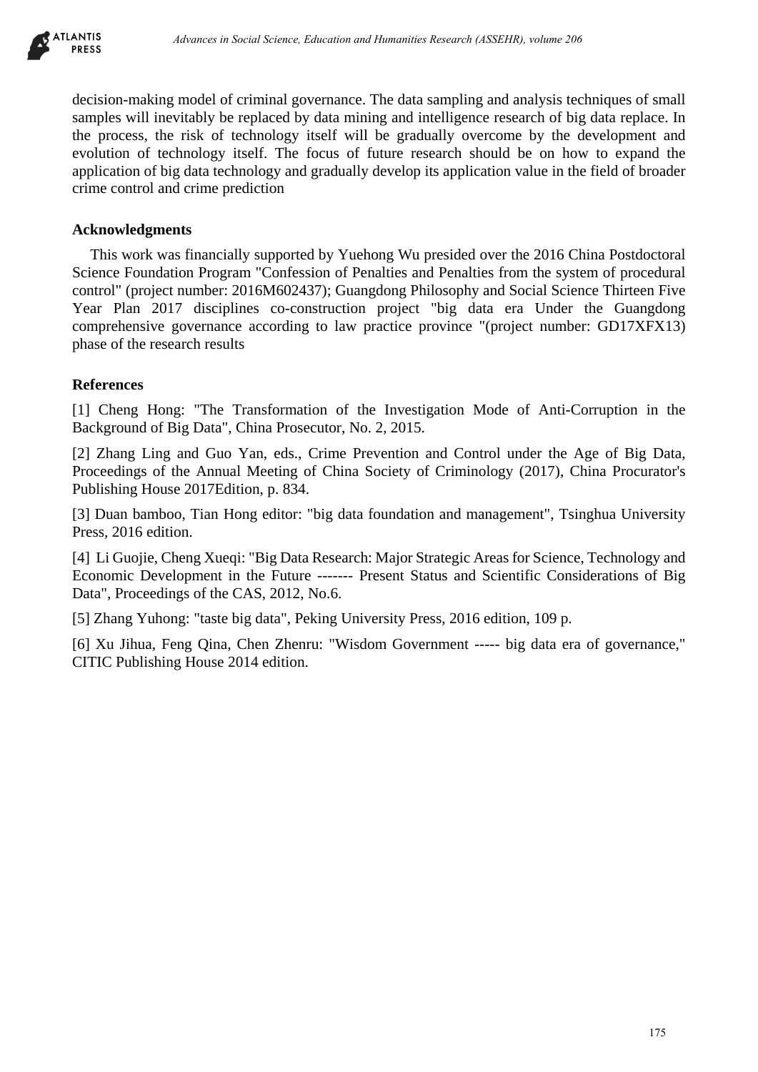decision-making model of criminal governance. The data sampling and analysis techniques of small samples will inevitably be replaced by data mining and intelligence research of big data replace. In the process, the risk of technology itself will be gradually overcome by the development and evolution of technology itself. The focus of future research should be on how to expand the application of big data technology and gradually develop its application value in the field of broader crime control and crime prediction

## Acknowledgments

This work was financially supported by Yuehong Wu presided over the 2016 China Postdoctoral Science Foundation Program "Confession of Penalties and Penalties from the system of procedural control" (project number: 2016M602437); Guangdong Philosophy and Social Science Thirteen Five Year Plan 2017 disciplines co-construction project "big data era Under the Guangdong comprehensive governance according to law practice province "(project number: GD17XFX13) phase of the research results

## References

[1] Cheng Hong: "The Transformation of the Investigation Mode of Anti-Corruption in the Background of Big Data", China Prosecutor, No. 2, 2015.

[2] Zhang Ling and Guo Yan, eds., Crime Prevention and Control under the Age of Big Data, Proceedings of the Annual Meeting of China Society of Criminology (2017), China Procurator's Publishing House 2017Edition, p. 834.

[3] Duan bamboo, Tian Hong editor: "big data foundation and management", Tsinghua University Press, 2016 edition.

[4] Li Guojie, Cheng Xueqi: "Big Data Research: Major Strategic Areas for Science, Technology and Economic Development in the Future ------- Present Status and Scientific Considerations of Big Data", Proceedings of the CAS, 2012, No.6.

[5] Zhang Yuhong: "taste big data", Peking University Press, 2016 edition, 109 p.

[6] Xu Jihua, Feng Qina, Chen Zhenru: "Wisdom Government ----- big data era of governance," CITIC Publishing House 2014 edition.